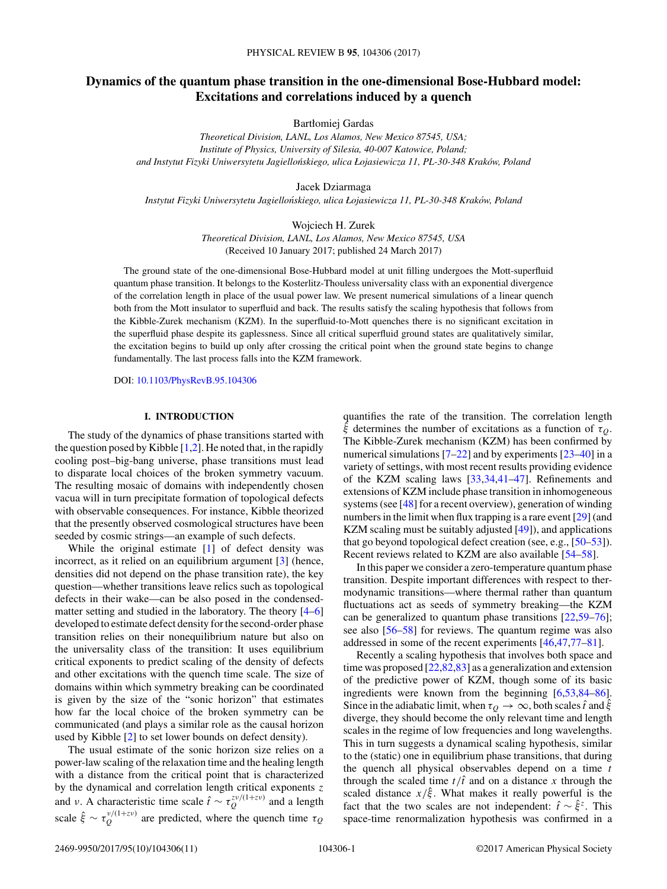# Dynamics of the quantum phase transition in the one-dimensional Bose-Hubbard model: Excitations and correlations induced by a quench

Bartłomiej Gardas

*Theoretical Division, LANL, Los Alamos, New Mexico 87545, USA;*
*Institute of Physics, University of Silesia, 40-007 Katowice, Poland;*
*and Instytut Fizyki Uniwersytetu Jagiellońskiego, ulica Łojasiewicza 11, PL-30-348 Kraków, Poland*

Jacek Dziarmaga

*Instytut Fizyki Uniwersytetu Jagiellońskiego, ulica Łojasiewicza 11, PL-30-348 Kraków, Poland*

Wojciech H. Zurek

*Theoretical Division, LANL, Los Alamos, New Mexico 87545, USA*

(Received 10 January 2017; published 24 March 2017)

The ground state of the one-dimensional Bose-Hubbard model at unit filling undergoes the Mott-superfluid quantum phase transition. It belongs to the Kosterlitz-Thouless universality class with an exponential divergence of the correlation length in place of the usual power law. We present numerical simulations of a linear quench both from the Mott insulator to superfluid and back. The results satisfy the scaling hypothesis that follows from the Kibble-Zurek mechanism (KZM). In the superfluid-to-Mott quenches there is no significant excitation in the superfluid phase despite its gaplessness. Since all critical superfluid ground states are qualitatively similar, the excitation begins to build up only after crossing the critical point when the ground state begins to change fundamentally. The last process falls into the KZM framework.

DOI: 10.1103/PhysRevB.95.104306

## I. INTRODUCTION

The study of the dynamics of phase transitions started with the question posed by Kibble [1,2]. He noted that, in the rapidly cooling post–big-bang universe, phase transitions must lead to disparate local choices of the broken symmetry vacuum. The resulting mosaic of domains with independently chosen vacua will in turn precipitate formation of topological defects with observable consequences. For instance, Kibble theorized that the presently observed cosmological structures have been seeded by cosmic strings—an example of such defects.

While the original estimate [1] of defect density was incorrect, as it relied on an equilibrium argument [3] (hence, densities did not depend on the phase transition rate), the key question—whether transitions leave relics such as topological defects in their wake—can be also posed in the condensed-matter setting and studied in the laboratory. The theory [4–6] developed to estimate defect density for the second-order phase transition relies on their nonequilibrium nature but also on the universality class of the transition: It uses equilibrium critical exponents to predict scaling of the density of defects and other excitations with the quench time scale. The size of domains within which symmetry breaking can be coordinated is given by the size of the "sonic horizon" that estimates how far the local choice of the broken symmetry can be communicated (and plays a similar role as the causal horizon used by Kibble [2] to set lower bounds on defect density).

The usual estimate of the sonic horizon size relies on a power-law scaling of the relaxation time and the healing length with a distance from the critical point that is characterized by the dynamical and correlation length critical exponents $z$ and $\nu$. A characteristic time scale $\hat{t} \sim \tau_Q^{z\nu/(1+z\nu)}$ and a length scale $\hat{\xi} \sim \tau_Q^{\nu/(1+z\nu)}$ are predicted, where the quench time $\tau_Q$ quantifies the rate of the transition. The correlation length $\hat{\xi}$ determines the number of excitations as a function of $\tau_Q$. The Kibble-Zurek mechanism (KZM) has been confirmed by numerical simulations [7–22] and by experiments [23–40] in a variety of settings, with most recent results providing evidence of the KZM scaling laws [33,34,41–47]. Refinements and extensions of KZM include phase transition in inhomogeneous systems (see [48] for a recent overview), generation of winding numbers in the limit when flux trapping is a rare event [29] (and KZM scaling must be suitably adjusted [49]), and applications that go beyond topological defect creation (see, e.g., [50–53]). Recent reviews related to KZM are also available [54–58].

In this paper we consider a zero-temperature quantum phase transition. Despite important differences with respect to thermodynamic transitions—where thermal rather than quantum fluctuations act as seeds of symmetry breaking—the KZM can be generalized to quantum phase transitions [22,59–76]; see also [56–58] for reviews. The quantum regime was also addressed in some of the recent experiments [46,47,77–81].

Recently a scaling hypothesis that involves both space and time was proposed [22,82,83] as a generalization and extension of the predictive power of KZM, though some of its basic ingredients were known from the beginning [6,53,84–86]. Since in the adiabatic limit, when $\tau_Q \to \infty$, both scales $\hat{t}$ and $\hat{\xi}$ diverge, they should become the only relevant time and length scales in the regime of low frequencies and long wavelengths. This in turn suggests a dynamical scaling hypothesis, similar to the (static) one in equilibrium phase transitions, that during the quench all physical observables depend on a time $t$ through the scaled time $t/\hat{t}$ and on a distance $x$ through the scaled distance $x/\hat{\xi}$. What makes it really powerful is the fact that the two scales are not independent: $\hat{t} \sim \hat{\xi}^z$. This space-time renormalization hypothesis was confirmed in a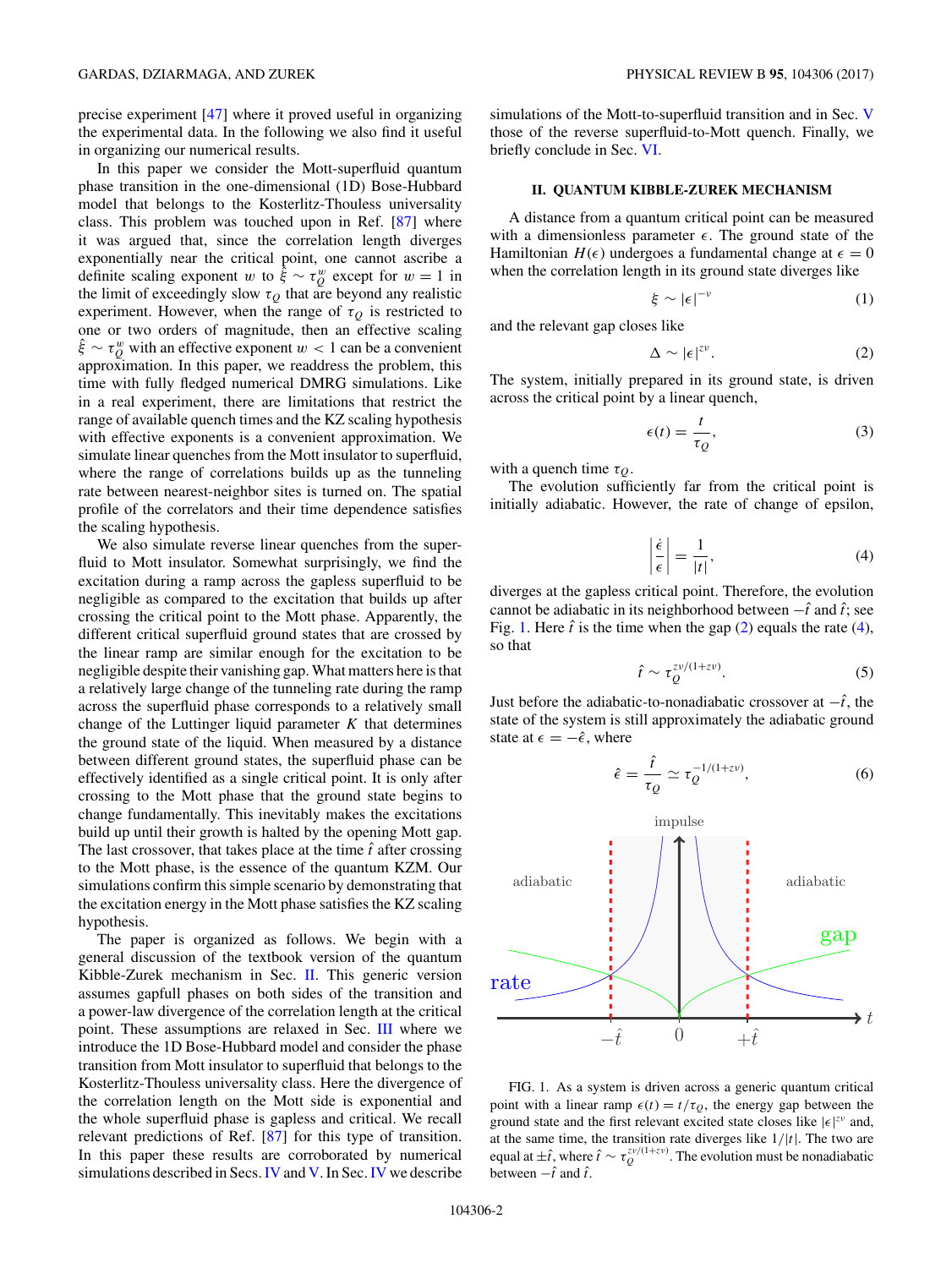precise experiment [47] where it proved useful in organizing the experimental data. In the following we also find it useful in organizing our numerical results.

In this paper we consider the Mott-superfluid quantum phase transition in the one-dimensional (1D) Bose-Hubbard model that belongs to the Kosterlitz-Thouless universality class. This problem was touched upon in Ref. [87] where it was argued that, since the correlation length diverges exponentially near the critical point, one cannot ascribe a definite scaling exponent $w$ to $\hat{\xi} \sim \tau_Q^w$ except for $w = 1$ in the limit of exceedingly slow $\tau_Q$ that are beyond any realistic experiment. However, when the range of $\tau_Q$ is restricted to one or two orders of magnitude, then an effective scaling $\hat{\xi} \sim \tau_Q^w$ with an effective exponent $w < 1$ can be a convenient approximation. In this paper, we readdress the problem, this time with fully fledged numerical DMRG simulations. Like in a real experiment, there are limitations that restrict the range of available quench times and the KZ scaling hypothesis with effective exponents is a convenient approximation. We simulate linear quenches from the Mott insulator to superfluid, where the range of correlations builds up as the tunneling rate between nearest-neighbor sites is turned on. The spatial profile of the correlators and their time dependence satisfies the scaling hypothesis.

We also simulate reverse linear quenches from the superfluid to Mott insulator. Somewhat surprisingly, we find the excitation during a ramp across the gapless superfluid to be negligible as compared to the excitation that builds up after crossing the critical point to the Mott phase. Apparently, the different critical superfluid ground states that are crossed by the linear ramp are similar enough for the excitation to be negligible despite their vanishing gap. What matters here is that a relatively large change of the tunneling rate during the ramp across the superfluid phase corresponds to a relatively small change of the Luttinger liquid parameter $K$ that determines the ground state of the liquid. When measured by a distance between different ground states, the superfluid phase can be effectively identified as a single critical point. It is only after crossing to the Mott phase that the ground state begins to change fundamentally. This inevitably makes the excitations build up until their growth is halted by the opening Mott gap. The last crossover, that takes place at the time $\hat{t}$ after crossing to the Mott phase, is the essence of the quantum KZM. Our simulations confirm this simple scenario by demonstrating that the excitation energy in the Mott phase satisfies the KZ scaling hypothesis.

The paper is organized as follows. We begin with a general discussion of the textbook version of the quantum Kibble-Zurek mechanism in Sec. II. This generic version assumes gapfull phases on both sides of the transition and a power-law divergence of the correlation length at the critical point. These assumptions are relaxed in Sec. III where we introduce the 1D Bose-Hubbard model and consider the phase transition from Mott insulator to superfluid that belongs to the Kosterlitz-Thouless universality class. Here the divergence of the correlation length on the Mott side is exponential and the whole superfluid phase is gapless and critical. We recall relevant predictions of Ref. [87] for this type of transition. In this paper these results are corroborated by numerical simulations described in Secs. IV and V. In Sec. IV we describe simulations of the Mott-to-superfluid transition and in Sec. V those of the reverse superfluid-to-Mott quench. Finally, we briefly conclude in Sec. VI.

## II. QUANTUM KIBBLE-ZUREK MECHANISM

A distance from a quantum critical point can be measured with a dimensionless parameter $\epsilon$. The ground state of the Hamiltonian $H(\epsilon)$ undergoes a fundamental change at $\epsilon = 0$ when the correlation length in its ground state diverges like

$$\xi \sim |\epsilon|^{-\nu} \tag{1}$$

and the relevant gap closes like

$$\Delta \sim |\epsilon|^{z\nu}. \tag{2}$$

The system, initially prepared in its ground state, is driven across the critical point by a linear quench,

$$\epsilon(t) = \frac{t}{\tau_Q}, \tag{3}$$

with a quench time $\tau_Q$.

The evolution sufficiently far from the critical point is initially adiabatic. However, the rate of change of epsilon,

$$\left|\frac{\dot{\epsilon}}{\epsilon}\right| = \frac{1}{|t|}, \tag{4}$$

diverges at the gapless critical point. Therefore, the evolution cannot be adiabatic in its neighborhood between $-\hat{t}$ and $\hat{t}$; see Fig. 1. Here $\hat{t}$ is the time when the gap (2) equals the rate (4), so that

$$\hat{t} \sim \tau_Q^{z\nu/(1+z\nu)}. \tag{5}$$

Just before the adiabatic-to-nonadiabatic crossover at $-\hat{t}$, the state of the system is still approximately the adiabatic ground state at $\epsilon = -\hat{\epsilon}$, where

$$\hat{\epsilon} = \frac{\hat{t}}{\tau_Q} \simeq \tau_Q^{-1/(1+z\nu)}, \tag{6}$$

FIG. 1. As a system is driven across a generic quantum critical point with a linear ramp $\epsilon(t) = t/\tau_Q$, the energy gap between the ground state and the first relevant excited state closes like $|\epsilon|^{z\nu}$ and, at the same time, the transition rate diverges like $1/|t|$. The two are equal at $\pm\hat{t}$, where $\hat{t} \sim \tau_Q^{z\nu/(1+z\nu)}$. The evolution must be nonadiabatic between $-\hat{t}$ and $\hat{t}$.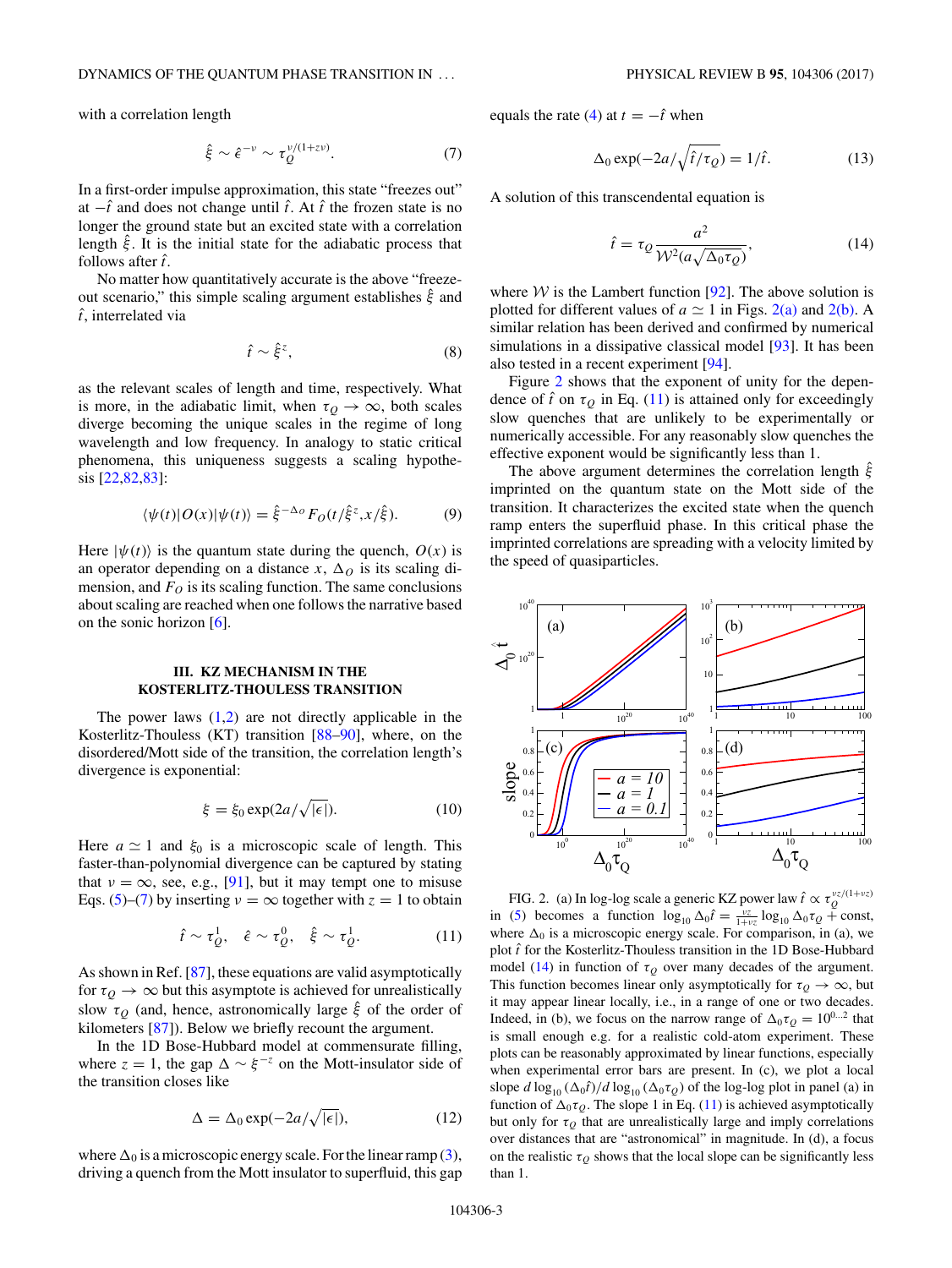with a correlation length

$$\hat{\xi} \sim \hat{\epsilon}^{-\nu} \sim \tau_Q^{\nu/(1+z\nu)}. \tag{7}$$

In a first-order impulse approximation, this state "freezes out" at $-\hat{t}$ and does not change until $\hat{t}$. At $\hat{t}$ the frozen state is no longer the ground state but an excited state with a correlation length $\hat{\xi}$. It is the initial state for the adiabatic process that follows after $\hat{t}$.

No matter how quantitatively accurate is the above "freeze-out scenario," this simple scaling argument establishes $\hat{\xi}$ and $\hat{t}$, interrelated via

$$\hat{t} \sim \hat{\xi}^z, \tag{8}$$

as the relevant scales of length and time, respectively. What is more, in the adiabatic limit, when $\tau_Q \to \infty$, both scales diverge becoming the unique scales in the regime of long wavelength and low frequency. In analogy to static critical phenomena, this uniqueness suggests a scaling hypothesis [22,82,83]:

$$\langle \psi(t)|O(x)|\psi(t)\rangle = \hat{\xi}^{-\Delta_O} F_O(t/\hat{\xi}^z, x/\hat{\xi}). \tag{9}$$

Here $|\psi(t)\rangle$ is the quantum state during the quench, $O(x)$ is an operator depending on a distance $x$, $\Delta_O$ is its scaling dimension, and $F_O$ is its scaling function. The same conclusions about scaling are reached when one follows the narrative based on the sonic horizon [6].

## III. KZ MECHANISM IN THE KOSTERLITZ-THOULESS TRANSITION

The power laws (1,2) are not directly applicable in the Kosterlitz-Thouless (KT) transition [88–90], where, on the disordered/Mott side of the transition, the correlation length's divergence is exponential:

$$\xi = \xi_0 \exp(2a/\sqrt{|\epsilon|}). \tag{10}$$

Here $a \simeq 1$ and $\xi_0$ is a microscopic scale of length. This faster-than-polynomial divergence can be captured by stating that $\nu = \infty$, see, e.g., [91], but it may tempt one to misuse Eqs. (5)–(7) by inserting $\nu = \infty$ together with $z = 1$ to obtain

$$\hat{t} \sim \tau_Q^1, \quad \hat{\epsilon} \sim \tau_Q^0, \quad \hat{\xi} \sim \tau_Q^1. \tag{11}$$

As shown in Ref. [87], these equations are valid asymptotically for $\tau_Q \to \infty$ but this asymptote is achieved for unrealistically slow $\tau_Q$ (and, hence, astronomically large $\hat{\xi}$ of the order of kilometers [87]). Below we briefly recount the argument.

In the 1D Bose-Hubbard model at commensurate filling, where $z = 1$, the gap $\Delta \sim \xi^{-z}$ on the Mott-insulator side of the transition closes like

$$\Delta = \Delta_0 \exp(-2a/\sqrt{|\epsilon|}), \tag{12}$$

where $\Delta_0$ is a microscopic energy scale. For the linear ramp (3), driving a quench from the Mott insulator to superfluid, this gap equals the rate (4) at $t = -\hat{t}$ when

$$\Delta_0 \exp(-2a/\sqrt{\hat{t}/\tau_Q}) = 1/\hat{t}. \tag{13}$$

A solution of this transcendental equation is

$$\hat{t} = \tau_Q \frac{a^2}{\mathcal{W}^2(a\sqrt{\Delta_0\tau_Q})}, \tag{14}$$

where $\mathcal{W}$ is the Lambert function [92]. The above solution is plotted for different values of $a \simeq 1$ in Figs. 2(a) and 2(b). A similar relation has been derived and confirmed by numerical simulations in a dissipative classical model [93]. It has been also tested in a recent experiment [94].

Figure 2 shows that the exponent of unity for the dependence of $\hat{t}$ on $\tau_Q$ in Eq. (11) is attained only for exceedingly slow quenches that are unlikely to be experimentally or numerically accessible. For any reasonably slow quenches the effective exponent would be significantly less than 1.

The above argument determines the correlation length $\hat{\xi}$ imprinted on the quantum state on the Mott side of the transition. It characterizes the excited state when the quench ramp enters the superfluid phase. In this critical phase the imprinted correlations are spreading with a velocity limited by the speed of quasiparticles.

FIG. 2. (a) In log-log scale a generic KZ power law $\hat{t} \propto \tau_Q^{\nu z/(1+\nu z)}$ in (5) becomes a function $\log_{10}\Delta_0\hat{t} = \frac{\nu z}{1+\nu z}\log_{10}\Delta_0\tau_Q + \text{const}$, where $\Delta_0$ is a microscopic energy scale. For comparison, in (a), we plot $\hat{t}$ for the Kosterlitz-Thouless transition in the 1D Bose-Hubbard model (14) in function of $\tau_Q$ over many decades of the argument. This function becomes linear only asymptotically for $\tau_Q \to \infty$, but it may appear linear locally, i.e., in a range of one or two decades. Indeed, in (b), we focus on the narrow range of $\Delta_0\tau_Q = 10^{0\ldots2}$ that is small enough e.g. for a realistic cold-atom experiment. These plots can be reasonably approximated by linear functions, especially when experimental error bars are present. In (c), we plot a local slope $d\log_{10}(\Delta_0\hat{t})/d\log_{10}(\Delta_0\tau_Q)$ of the log-log plot in panel (a) in function of $\Delta_0\tau_Q$. The slope 1 in Eq. (11) is achieved asymptotically but only for $\tau_Q$ that are unrealistically large and imply correlations over distances that are "astronomical" in magnitude. In (d), a focus on the realistic $\tau_Q$ shows that the local slope can be significantly less than 1.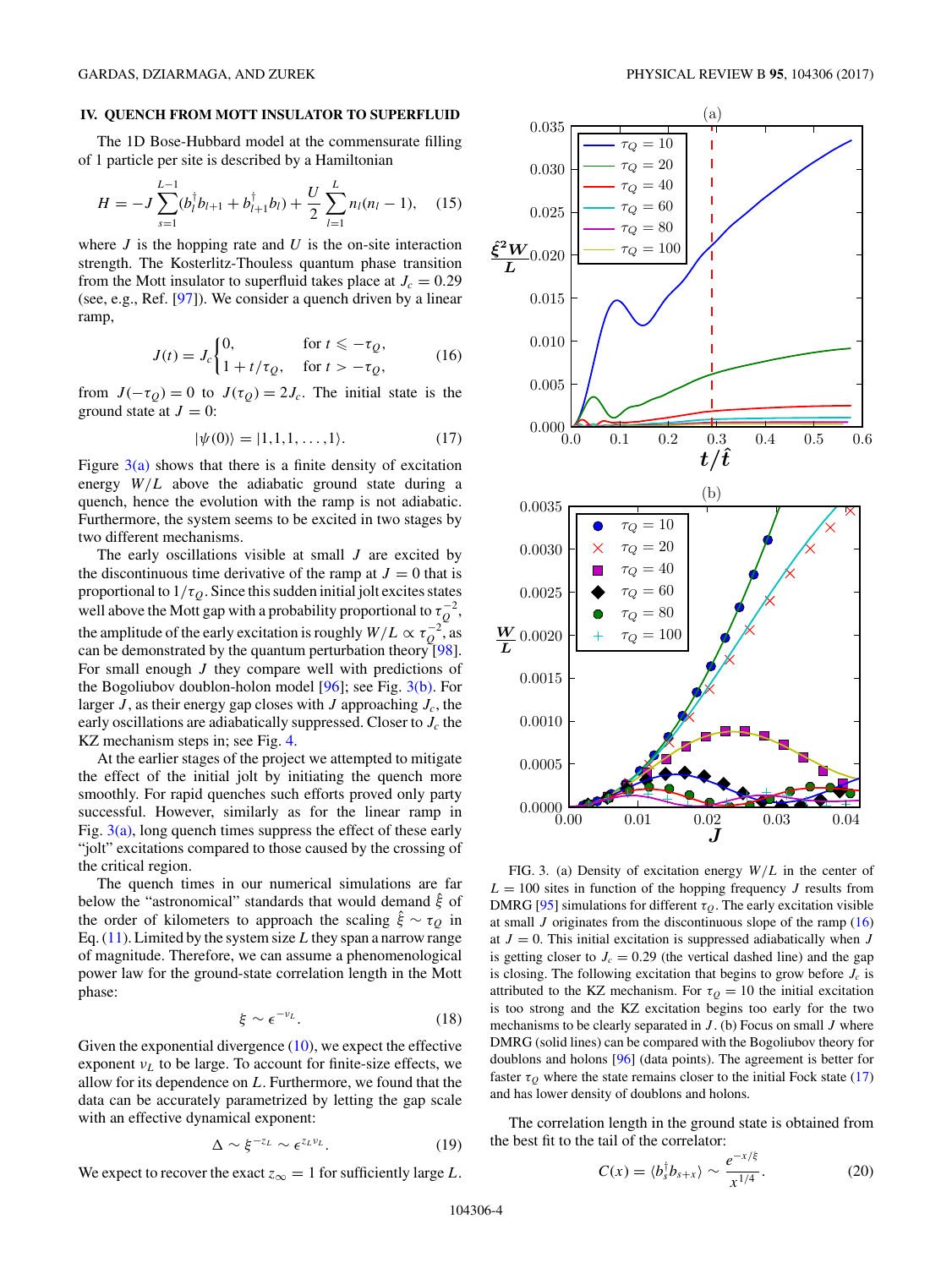## IV. QUENCH FROM MOTT INSULATOR TO SUPERFLUID

The 1D Bose-Hubbard model at the commensurate filling of 1 particle per site is described by a Hamiltonian

$$H = -J\sum_{s=1}^{L-1}(b_l^\dagger b_{l+1} + b_{l+1}^\dagger b_l) + \frac{U}{2}\sum_{l=1}^{L} n_l(n_l-1), \quad (15)$$

where $J$ is the hopping rate and $U$ is the on-site interaction strength. The Kosterlitz-Thouless quantum phase transition from the Mott insulator to superfluid takes place at $J_c = 0.29$ (see, e.g., Ref. [97]). We consider a quench driven by a linear ramp,

$$J(t) = J_c\begin{cases} 0, & \text{for } t \leqslant -\tau_Q, \\ 1 + t/\tau_Q, & \text{for } t > -\tau_Q, \end{cases} \quad (16)$$

from $J(-\tau_Q) = 0$ to $J(\tau_Q) = 2J_c$. The initial state is the ground state at $J = 0$:

$$|\psi(0)\rangle = |1,1,1,\ldots,1\rangle. \quad (17)$$

Figure 3(a) shows that there is a finite density of excitation energy $W/L$ above the adiabatic ground state during a quench, hence the evolution with the ramp is not adiabatic. Furthermore, the system seems to be excited in two stages by two different mechanisms.

The early oscillations visible at small $J$ are excited by the discontinuous time derivative of the ramp at $J = 0$ that is proportional to $1/\tau_Q$. Since this sudden initial jolt excites states well above the Mott gap with a probability proportional to $\tau_Q^{-2}$, the amplitude of the early excitation is roughly $W/L \propto \tau_Q^{-2}$, as can be demonstrated by the quantum perturbation theory [98]. For small enough $J$ they compare well with predictions of the Bogoliubov doublon-holon model [96]; see Fig. 3(b). For larger $J$, as their energy gap closes with $J$ approaching $J_c$, the early oscillations are adiabatically suppressed. Closer to $J_c$ the KZ mechanism steps in; see Fig. 4.

At the earlier stages of the project we attempted to mitigate the effect of the initial jolt by initiating the quench more smoothly. For rapid quenches such efforts proved only party successful. However, similarly as for the linear ramp in Fig. 3(a), long quench times suppress the effect of these early "jolt" excitations compared to those caused by the crossing of the critical region.

The quench times in our numerical simulations are far below the "astronomical" standards that would demand $\hat{\xi}$ of the order of kilometers to approach the scaling $\hat{\xi} \sim \tau_Q$ in Eq. (11). Limited by the system size $L$ they span a narrow range of magnitude. Therefore, we can assume a phenomenological power law for the ground-state correlation length in the Mott phase:

$$\xi \sim \epsilon^{-\nu_L}. \quad (18)$$

Given the exponential divergence (10), we expect the effective exponent $\nu_L$ to be large. To account for finite-size effects, we allow for its dependence on $L$. Furthermore, we found that the data can be accurately parametrized by letting the gap scale with an effective dynamical exponent:

$$\Delta \sim \xi^{-z_L} \sim \epsilon^{z_L\nu_L}. \quad (19)$$

We expect to recover the exact $z_\infty = 1$ for sufficiently large $L$.

FIG. 3. (a) Density of excitation energy $W/L$ in the center of $L = 100$ sites in function of the hopping frequency $J$ results from DMRG [95] simulations for different $\tau_Q$. The early excitation visible at small $J$ originates from the discontinuous slope of the ramp (16) at $J = 0$. This initial excitation is suppressed adiabatically when $J$ is getting closer to $J_c = 0.29$ (the vertical dashed line) and the gap is closing. The following excitation that begins to grow before $J_c$ is attributed to the KZ mechanism. For $\tau_Q = 10$ the initial excitation is too strong and the KZ excitation begins too early for the two mechanisms to be clearly separated in $J$. (b) Focus on small $J$ where DMRG (solid lines) can be compared with the Bogoliubov theory for doublons and holons [96] (data points). The agreement is better for faster $\tau_Q$ where the state remains closer to the initial Fock state (17) and has lower density of doublons and holons.

The correlation length in the ground state is obtained from the best fit to the tail of the correlator:

$$C(x) = \langle b_s^\dagger b_{s+x}\rangle \sim \frac{e^{-x/\xi}}{x^{1/4}}. \quad (20)$$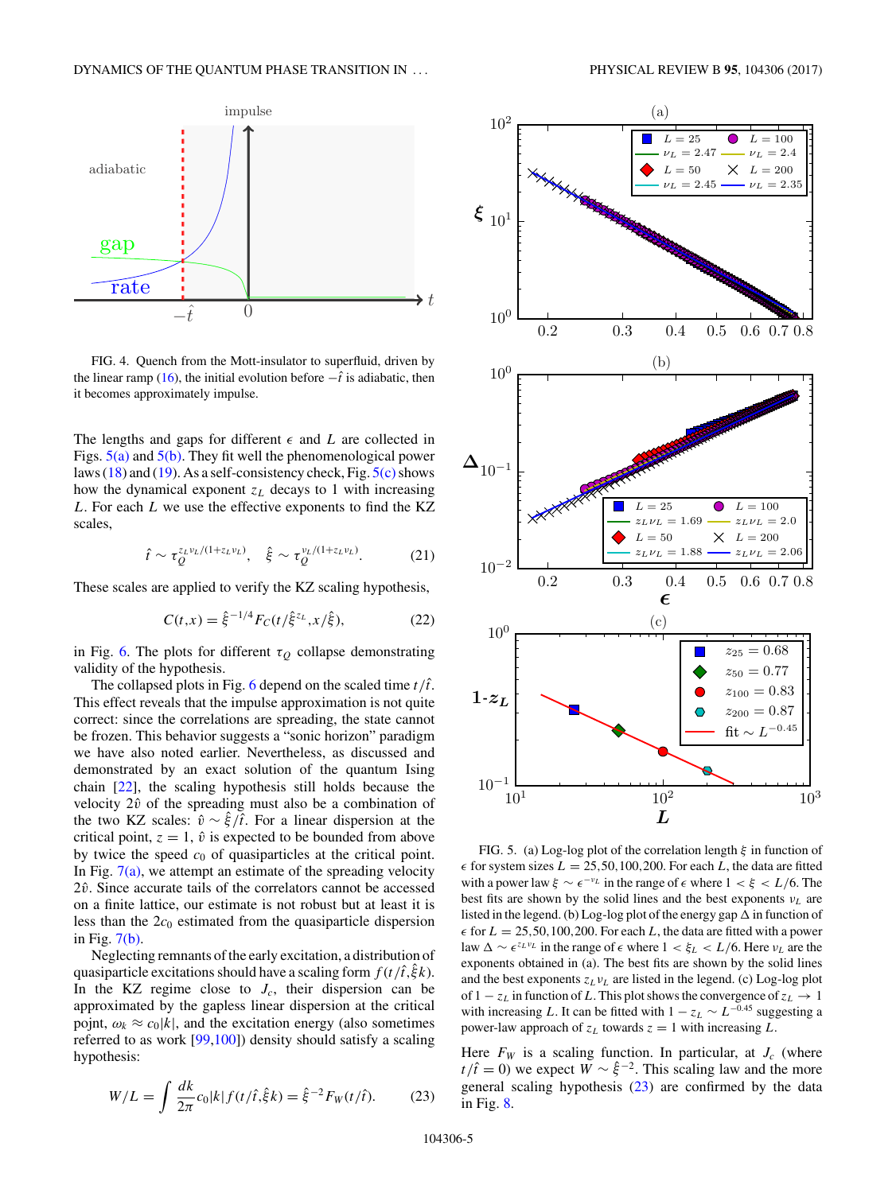FIG. 4. Quench from the Mott-insulator to superfluid, driven by the linear ramp (16), the initial evolution before $-\hat{t}$ is adiabatic, then it becomes approximately impulse.

The lengths and gaps for different $\epsilon$ and $L$ are collected in Figs. 5(a) and 5(b). They fit well the phenomenological power laws (18) and (19). As a self-consistency check, Fig. 5(c) shows how the dynamical exponent $z_L$ decays to 1 with increasing $L$. For each $L$ we use the effective exponents to find the KZ scales,

$$\hat{t} \sim \tau_Q^{z_L\nu_L/(1+z_L\nu_L)}, \quad \hat{\xi} \sim \tau_Q^{\nu_L/(1+z_L\nu_L)}. \tag{21}$$

These scales are applied to verify the KZ scaling hypothesis,

$$C(t,x) = \hat{\xi}^{-1/4} F_C(t/\hat{\xi}^{z_L}, x/\hat{\xi}), \tag{22}$$

in Fig. 6. The plots for different $\tau_Q$ collapse demonstrating validity of the hypothesis.

The collapsed plots in Fig. 6 depend on the scaled time $t/\hat{t}$. This effect reveals that the impulse approximation is not quite correct: since the correlations are spreading, the state cannot be frozen. This behavior suggests a "sonic horizon" paradigm we have also noted earlier. Nevertheless, as discussed and demonstrated by an exact solution of the quantum Ising chain [22], the scaling hypothesis still holds because the velocity $2\hat{v}$ of the spreading must also be a combination of the two KZ scales: $\hat{v} \sim \hat{\xi}/\hat{t}$. For a linear dispersion at the critical point, $z = 1$, $\hat{v}$ is expected to be bounded from above by twice the speed $c_0$ of quasiparticles at the critical point. In Fig. 7(a), we attempt an estimate of the spreading velocity $2\hat{v}$. Since accurate tails of the correlators cannot be accessed on a finite lattice, our estimate is not robust but at least it is less than the $2c_0$ estimated from the quasiparticle dispersion in Fig. 7(b).

Neglecting remnants of the early excitation, a distribution of quasiparticle excitations should have a scaling form $f(t/\hat{t},\hat{\xi}k)$. In the KZ regime close to $J_c$, their dispersion can be approximated by the gapless linear dispersion at the critical pojnt, $\omega_k \approx c_0|k|$, and the excitation energy (also sometimes referred to as work [99,100]) density should satisfy a scaling hypothesis:

$$W/L = \int \frac{dk}{2\pi} c_0|k| f(t/\hat{t},\hat{\xi}k) = \hat{\xi}^{-2} F_W(t/\hat{t}). \tag{23}$$

FIG. 5. (a) Log-log plot of the correlation length $\xi$ in function of $\epsilon$ for system sizes $L = 25, 50, 100, 200$. For each $L$, the data are fitted with a power law $\xi \sim \epsilon^{-\nu_L}$ in the range of $\epsilon$ where $1 < \xi < L/6$. The best fits are shown by the solid lines and the best exponents $\nu_L$ are listed in the legend. (b) Log-log plot of the energy gap $\Delta$ in function of $\epsilon$ for $L = 25, 50, 100, 200$. For each $L$, the data are fitted with a power law $\Delta \sim \epsilon^{z_L\nu_L}$ in the range of $\epsilon$ where $1 < \xi_L < L/6$. Here $\nu_L$ are the exponents obtained in (a). The best fits are shown by the solid lines and the best exponents $z_L\nu_L$ are listed in the legend. (c) Log-log plot of $1 - z_L$ in function of $L$. This plot shows the convergence of $z_L \to 1$ with increasing $L$. It can be fitted with $1 - z_L \sim L^{-0.45}$ suggesting a power-law approach of $z_L$ towards $z = 1$ with increasing $L$.

Here $F_W$ is a scaling function. In particular, at $J_c$ (where $t/\hat{t} = 0$) we expect $W \sim \hat{\xi}^{-2}$. This scaling law and the more general scaling hypothesis (23) are confirmed by the data in Fig. 8.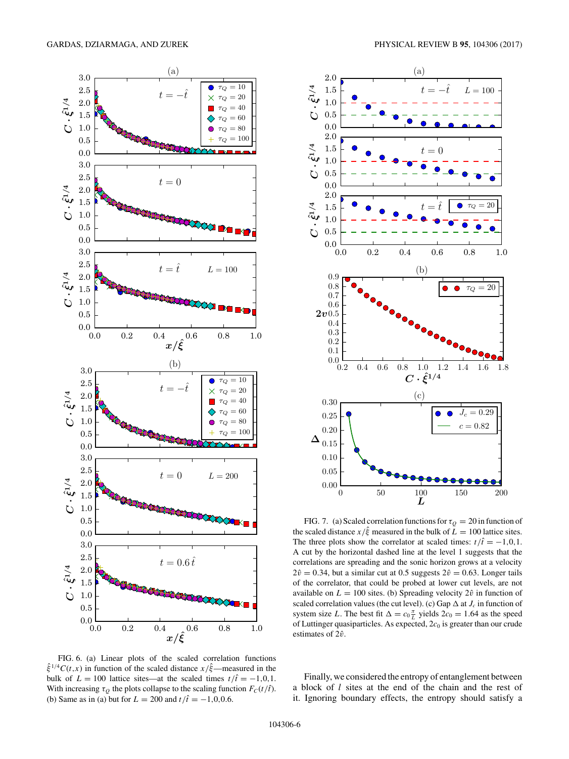FIG. 6. (a) Linear plots of the scaled correlation functions $\hat{\xi}^{1/4}C(t,x)$ in function of the scaled distance $x/\hat{\xi}$—measured in the bulk of $L = 100$ lattice sites—at the scaled times $t/\hat{t} = -1,0,1$. With increasing $\tau_Q$ the plots collapse to the scaling function $F_C(t/\hat{t})$. (b) Same as in (a) but for $L = 200$ and $t/\hat{t} = -1,0,0.6$.

FIG. 7. (a) Scaled correlation functions for $\tau_Q = 20$ in function of the scaled distance $x/\hat{\xi}$ measured in the bulk of $L = 100$ lattice sites. The three plots show the correlator at scaled times: $t/\hat{t} = -1,0,1$. A cut by the horizontal dashed line at the level 1 suggests that the correlations are spreading and the sonic horizon grows at a velocity $2\hat{v} = 0.34$, but a similar cut at 0.5 suggests $2\hat{v} = 0.63$. Longer tails of the correlator, that could be probed at lower cut levels, are not available on $L = 100$ sites. (b) Spreading velocity $2\hat{v}$ in function of scaled correlation values (the cut level). (c) Gap $\Delta$ at $J_c$ in function of system size $L$. The best fit $\Delta = c_0 \frac{\pi}{L}$ yields $2c_0 = 1.64$ as the speed of Luttinger quasiparticles. As expected, $2c_0$ is greater than our crude estimates of $2\hat{v}$.

Finally, we considered the entropy of entanglement between a block of $l$ sites at the end of the chain and the rest of it. Ignoring boundary effects, the entropy should satisfy a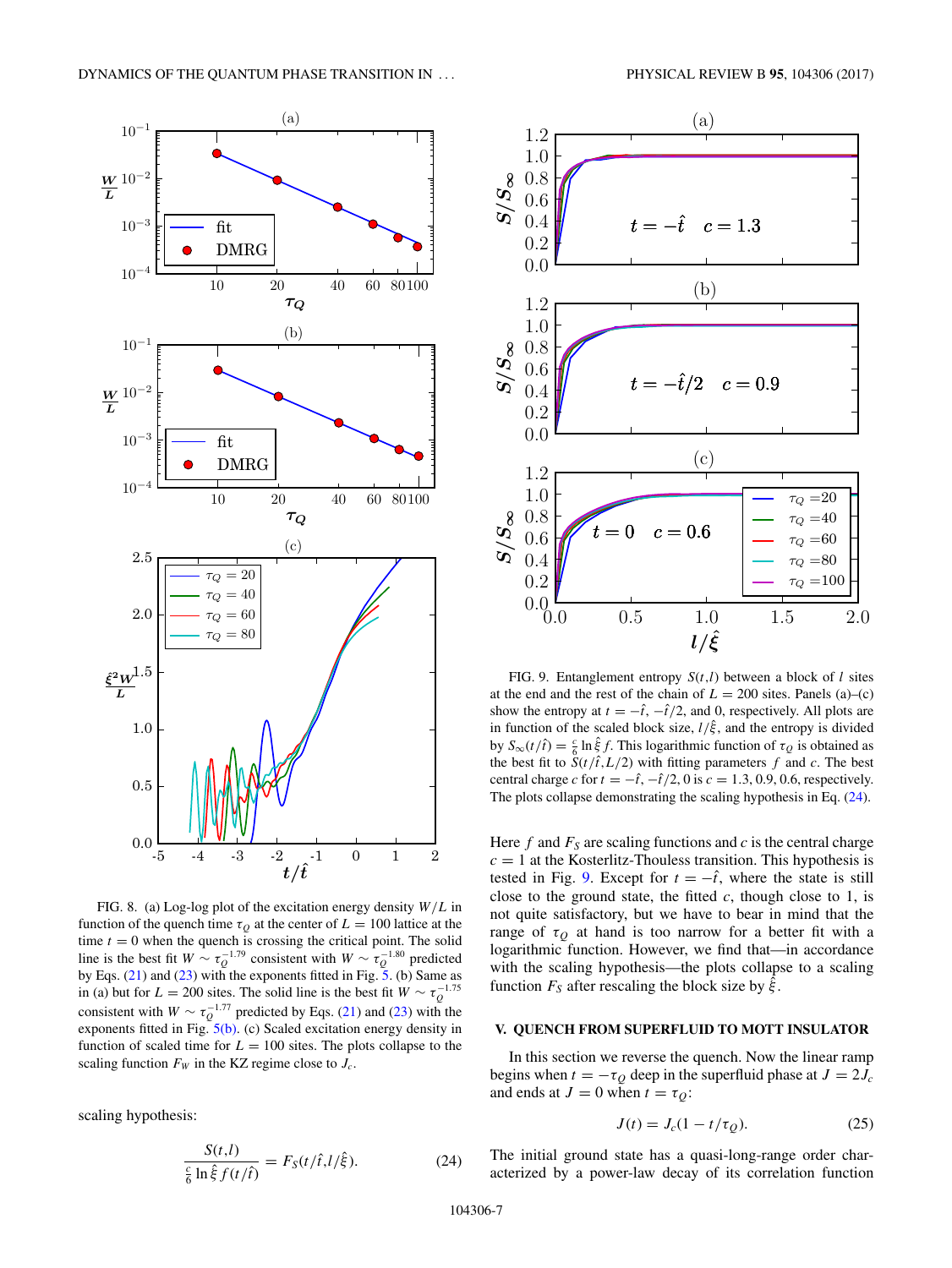FIG. 8. (a) Log-log plot of the excitation energy density $W/L$ in function of the quench time $\tau_Q$ at the center of $L = 100$ lattice at the time $t = 0$ when the quench is crossing the critical point. The solid line is the best fit $W \sim \tau_Q^{-1.79}$ consistent with $W \sim \tau_Q^{-1.80}$ predicted by Eqs. (21) and (23) with the exponents fitted in Fig. 5. (b) Same as in (a) but for $L = 200$ sites. The solid line is the best fit $W \sim \tau_Q^{-1.75}$ consistent with $W \sim \tau_Q^{-1.77}$ predicted by Eqs. (21) and (23) with the exponents fitted in Fig. 5(b). (c) Scaled excitation energy density in function of scaled time for $L = 100$ sites. The plots collapse to the scaling function $F_W$ in the KZ regime close to $J_c$.

scaling hypothesis:

$$\frac{S(t,l)}{\frac{c}{6}\ln\hat{\xi}\, f(t/\hat{t})} = F_S(t/\hat{t}, l/\hat{\xi}). \tag{24}$$

FIG. 9. Entanglement entropy $S(t,l)$ between a block of $l$ sites at the end and the rest of the chain of $L = 200$ sites. Panels (a)–(c) show the entropy at $t = -\hat{t}, -\hat{t}/2$, and 0, respectively. All plots are in function of the scaled block size, $l/\hat{\xi}$, and the entropy is divided by $S_\infty(t/\hat{t}) = \frac{c}{6}\ln\hat{\xi}\, f$. This logarithmic function of $\tau_Q$ is obtained as the best fit to $S(t/\hat{t}, L/2)$ with fitting parameters $f$ and $c$. The best central charge $c$ for $t = -\hat{t}, -\hat{t}/2, 0$ is $c = 1.3, 0.9, 0.6$, respectively. The plots collapse demonstrating the scaling hypothesis in Eq. (24).

Here $f$ and $F_S$ are scaling functions and $c$ is the central charge $c = 1$ at the Kosterlitz-Thouless transition. This hypothesis is tested in Fig. 9. Except for $t = -\hat{t}$, where the state is still close to the ground state, the fitted $c$, though close to 1, is not quite satisfactory, but we have to bear in mind that the range of $\tau_Q$ at hand is too narrow for a better fit with a logarithmic function. However, we find that—in accordance with the scaling hypothesis—the plots collapse to a scaling function $F_S$ after rescaling the block size by $\hat{\xi}$.

## V. QUENCH FROM SUPERFLUID TO MOTT INSULATOR

In this section we reverse the quench. Now the linear ramp begins when $t = -\tau_Q$ deep in the superfluid phase at $J = 2J_c$ and ends at $J = 0$ when $t = \tau_Q$:

$$J(t) = J_c(1 - t/\tau_Q). \tag{25}$$

The initial ground state has a quasi-long-range order characterized by a power-law decay of its correlation function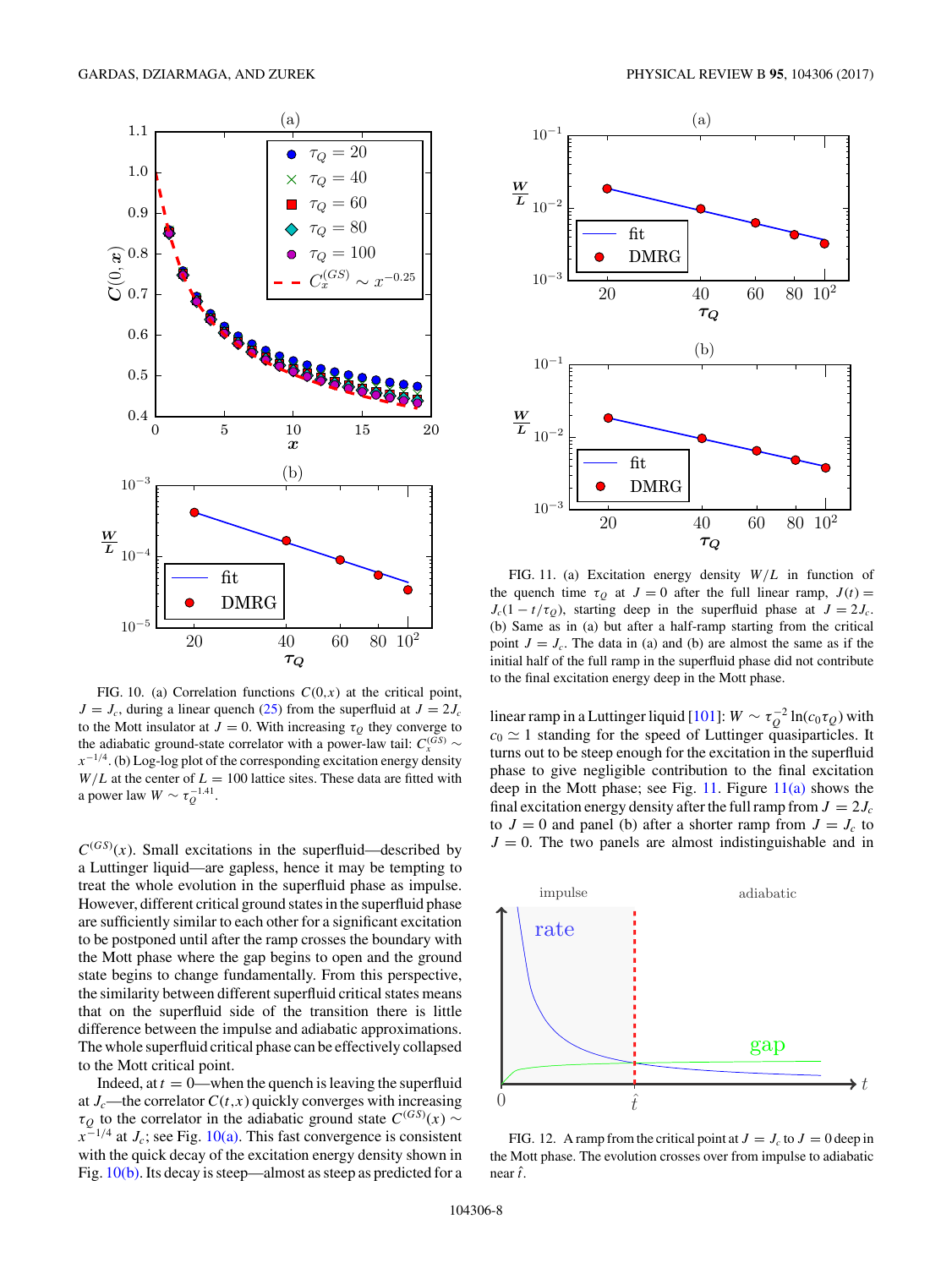FIG. 10. (a) Correlation functions $C(0,x)$ at the critical point, $J = J_c$, during a linear quench (25) from the superfluid at $J = 2J_c$ to the Mott insulator at $J = 0$. With increasing $\tau_Q$ they converge to the adiabatic ground-state correlator with a power-law tail: $C_x^{(GS)} \sim x^{-1/4}$. (b) Log-log plot of the corresponding excitation energy density $W/L$ at the center of $L = 100$ lattice sites. These data are fitted with a power law $W \sim \tau_Q^{-1.41}$.

$C^{(GS)}(x)$. Small excitations in the superfluid—described by a Luttinger liquid—are gapless, hence it may be tempting to treat the whole evolution in the superfluid phase as impulse. However, different critical ground states in the superfluid phase are sufficiently similar to each other for a significant excitation to be postponed until after the ramp crosses the boundary with the Mott phase where the gap begins to open and the ground state begins to change fundamentally. From this perspective, the similarity between different superfluid critical states means that on the superfluid side of the transition there is little difference between the impulse and adiabatic approximations. The whole superfluid critical phase can be effectively collapsed to the Mott critical point.

Indeed, at $t = 0$—when the quench is leaving the superfluid at $J_c$—the correlator $C(t,x)$ quickly converges with increasing $\tau_Q$ to the correlator in the adiabatic ground state $C^{(GS)}(x) \sim x^{-1/4}$ at $J_c$; see Fig. 10(a). This fast convergence is consistent with the quick decay of the excitation energy density shown in Fig. 10(b). Its decay is steep—almost as steep as predicted for a linear ramp in a Luttinger liquid [101]: $W \sim \tau_Q^{-2} \ln(c_0\tau_Q)$ with $c_0 \simeq 1$ standing for the speed of Luttinger quasiparticles. It turns out to be steep enough for the excitation in the superfluid phase to give negligible contribution to the final excitation deep in the Mott phase; see Fig. 11. Figure 11(a) shows the final excitation energy density after the full ramp from $J = 2J_c$ to $J = 0$ and panel (b) after a shorter ramp from $J = J_c$ to $J = 0$. The two panels are almost indistinguishable and in

FIG. 11. (a) Excitation energy density $W/L$ in function of the quench time $\tau_Q$ at $J = 0$ after the full linear ramp, $J(t) = J_c(1 - t/\tau_Q)$, starting deep in the superfluid phase at $J = 2J_c$. (b) Same as in (a) but after a half-ramp starting from the critical point $J = J_c$. The data in (a) and (b) are almost the same as if the initial half of the full ramp in the superfluid phase did not contribute to the final excitation energy deep in the Mott phase.

FIG. 12. A ramp from the critical point at $J = J_c$ to $J = 0$ deep in the Mott phase. The evolution crosses over from impulse to adiabatic near $\hat{t}$.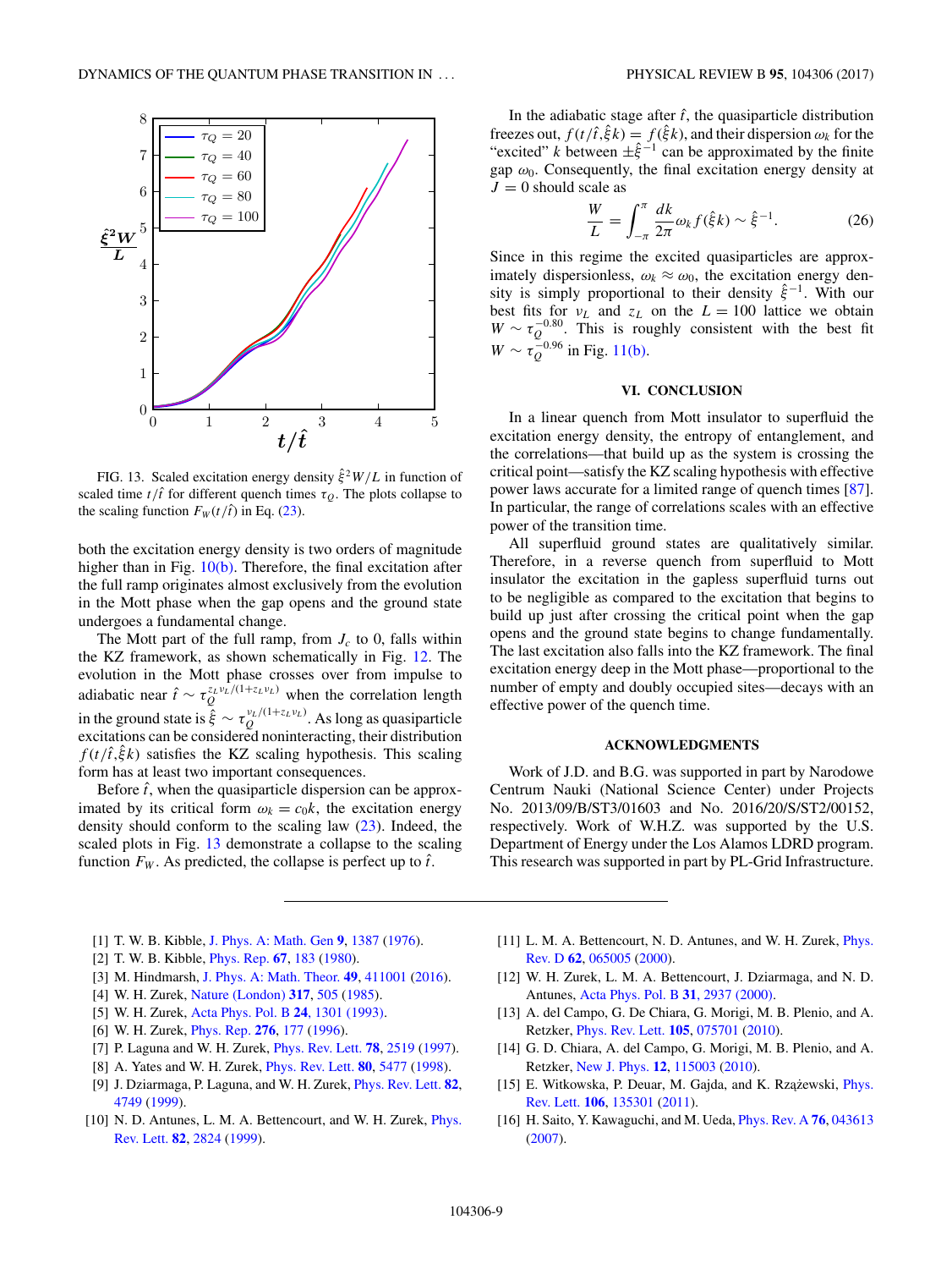FIG. 13. Scaled excitation energy density $\hat{\xi}^2 W/L$ in function of scaled time $t/\hat{t}$ for different quench times $\tau_Q$. The plots collapse to the scaling function $F_W(t/\hat{t})$ in Eq. (23).

both the excitation energy density is two orders of magnitude higher than in Fig. 10(b). Therefore, the final excitation after the full ramp originates almost exclusively from the evolution in the Mott phase when the gap opens and the ground state undergoes a fundamental change.

The Mott part of the full ramp, from $J_c$ to 0, falls within the KZ framework, as shown schematically in Fig. 12. The evolution in the Mott phase crosses over from impulse to adiabatic near $\hat{t} \sim \tau_Q^{z_L \nu_L/(1+z_L \nu_L)}$ when the correlation length in the ground state is $\hat{\xi} \sim \tau_Q^{\nu_L/(1+z_L \nu_L)}$. As long as quasiparticle excitations can be considered noninteracting, their distribution $f(t/\hat{t}, \hat{\xi} k)$ satisfies the KZ scaling hypothesis. This scaling form has at least two important consequences.

Before $\hat{t}$, when the quasiparticle dispersion can be approximated by its critical form $\omega_k = c_0 k$, the excitation energy density should conform to the scaling law (23). Indeed, the scaled plots in Fig. 13 demonstrate a collapse to the scaling function $F_W$. As predicted, the collapse is perfect up to $\hat{t}$.

In the adiabatic stage after $\hat{t}$, the quasiparticle distribution freezes out, $f(t/\hat{t}, \hat{\xi} k) = f(\hat{\xi} k)$, and their dispersion $\omega_k$ for the "excited" $k$ between $\pm \hat{\xi}^{-1}$ can be approximated by the finite gap $\omega_0$. Consequently, the final excitation energy density at $J = 0$ should scale as

$$\frac{W}{L} = \int_{-\pi}^{\pi} \frac{dk}{2\pi} \omega_k f(\hat{\xi} k) \sim \hat{\xi}^{-1}. \tag{26}$$

Since in this regime the excited quasiparticles are approximately dispersionless, $\omega_k \approx \omega_0$, the excitation energy density is simply proportional to their density $\hat{\xi}^{-1}$. With our best fits for $\nu_L$ and $z_L$ on the $L = 100$ lattice we obtain $W \sim \tau_Q^{-0.80}$. This is roughly consistent with the best fit $W \sim \tau_Q^{-0.96}$ in Fig. 11(b).

## VI. CONCLUSION

In a linear quench from Mott insulator to superfluid the excitation energy density, the entropy of entanglement, and the correlations—that build up as the system is crossing the critical point—satisfy the KZ scaling hypothesis with effective power laws accurate for a limited range of quench times [87]. In particular, the range of correlations scales with an effective power of the transition time.

All superfluid ground states are qualitatively similar. Therefore, in a reverse quench from superfluid to Mott insulator the excitation in the gapless superfluid turns out to be negligible as compared to the excitation that begins to build up just after crossing the critical point when the gap opens and the ground state begins to change fundamentally. The last excitation also falls into the KZ framework. The final excitation energy deep in the Mott phase—proportional to the number of empty and doubly occupied sites—decays with an effective power of the quench time.

## ACKNOWLEDGMENTS

Work of J.D. and B.G. was supported in part by Narodowe Centrum Nauki (National Science Center) under Projects No. 2013/09/B/ST3/01603 and No. 2016/20/S/ST2/00152, respectively. Work of W.H.Z. was supported by the U.S. Department of Energy under the Los Alamos LDRD program. This research was supported in part by PL-Grid Infrastructure.

---

[1] T. W. B. Kibble, J. Phys. A: Math. Gen **9**, 1387 (1976).
[2] T. W. B. Kibble, Phys. Rep. **67**, 183 (1980).
[3] M. Hindmarsh, J. Phys. A: Math. Theor. **49**, 411001 (2016).
[4] W. H. Zurek, Nature (London) **317**, 505 (1985).
[5] W. H. Zurek, Acta Phys. Pol. B **24**, 1301 (1993).
[6] W. H. Zurek, Phys. Rep. **276**, 177 (1996).
[7] P. Laguna and W. H. Zurek, Phys. Rev. Lett. **78**, 2519 (1997).
[8] A. Yates and W. H. Zurek, Phys. Rev. Lett. **80**, 5477 (1998).
[9] J. Dziarmaga, P. Laguna, and W. H. Zurek, Phys. Rev. Lett. **82**, 4749 (1999).
[10] N. D. Antunes, L. M. A. Bettencourt, and W. H. Zurek, Phys. Rev. Lett. **82**, 2824 (1999).
[11] L. M. A. Bettencourt, N. D. Antunes, and W. H. Zurek, Phys. Rev. D **62**, 065005 (2000).
[12] W. H. Zurek, L. M. A. Bettencourt, J. Dziarmaga, and N. D. Antunes, Acta Phys. Pol. B **31**, 2937 (2000).
[13] A. del Campo, G. De Chiara, G. Morigi, M. B. Plenio, and A. Retzker, Phys. Rev. Lett. **105**, 075701 (2010).
[14] G. D. Chiara, A. del Campo, G. Morigi, M. B. Plenio, and A. Retzker, New J. Phys. **12**, 115003 (2010).
[15] E. Witkowska, P. Deuar, M. Gajda, and K. Rzążewski, Phys. Rev. Lett. **106**, 135301 (2011).
[16] H. Saito, Y. Kawaguchi, and M. Ueda, Phys. Rev. A **76**, 043613 (2007).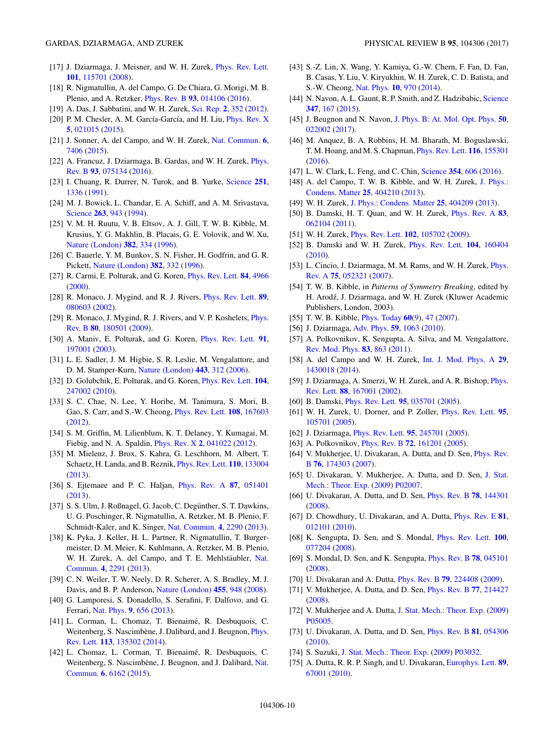[17] J. Dziarmaga, J. Meisner, and W. H. Zurek, Phys. Rev. Lett. **101**, 115701 (2008).

[18] R. Nigmatullin, A. del Campo, G. De Chiara, G. Morigi, M. B. Plenio, and A. Retzker, Phys. Rev. B **93**, 014106 (2016).

[19] A. Das, J. Sabbatini, and W. H. Zurek, Sci. Rep. **2**, 352 (2012).

[20] P. M. Chesler, A. M. García-García, and H. Liu, Phys. Rev. X **5**, 021015 (2015).

[21] J. Sonner, A. del Campo, and W. H. Zurek, Nat. Commun. **6**, 7406 (2015).

[22] A. Francuz, J. Dziarmaga, B. Gardas, and W. H. Zurek, Phys. Rev. B **93**, 075134 (2016).

[23] I. Chuang, R. Durrer, N. Turok, and B. Yurke, Science **251**, 1336 (1991).

[24] M. J. Bowick, L. Chandar, E. A. Schiff, and A. M. Srivastava, Science **263**, 943 (1994).

[25] V. M. H. Ruutu, V. B. Eltsov, A. J. Gill, T. W. B. Kibble, M. Krusius, Y. G. Makhlin, B. Placais, G. E. Volovik, and W. Xu, Nature (London) **382**, 334 (1996).

[26] C. Bauerle, Y. M. Bunkov, S. N. Fisher, H. Godfrin, and G. R. Pickett, Nature (London) **382**, 332 (1996).

[27] R. Carmi, E. Polturak, and G. Koren, Phys. Rev. Lett. **84**, 4966 (2000).

[28] R. Monaco, J. Mygind, and R. J. Rivers, Phys. Rev. Lett. **89**, 080603 (2002).

[29] R. Monaco, J. Mygind, R. J. Rivers, and V. P. Koshelets, Phys. Rev. B **80**, 180501 (2009).

[30] A. Maniv, E. Polturak, and G. Koren, Phys. Rev. Lett. **91**, 197001 (2003).

[31] L. E. Sadler, J. M. Higbie, S. R. Leslie, M. Vengalattore, and D. M. Stamper-Kurn, Nature (London) **443**, 312 (2006).

[32] D. Golubchik, E. Polturak, and G. Koren, Phys. Rev. Lett. **104**, 247002 (2010).

[33] S. C. Chae, N. Lee, Y. Horibe, M. Tanimura, S. Mori, B. Gao, S. Carr, and S.-W. Cheong, Phys. Rev. Lett. **108**, 167603 (2012).

[34] S. M. Griffin, M. Lilienblum, K. T. Delaney, Y. Kumagai, M. Fiebig, and N. A. Spaldin, Phys. Rev. X **2**, 041022 (2012).

[35] M. Mielenz, J. Brox, S. Kahra, G. Leschhorn, M. Albert, T. Schaetz, H. Landa, and B. Reznik, Phys. Rev. Lett. **110**, 133004 (2013).

[36] S. Ejtemaee and P. C. Haljan, Phys. Rev. A **87**, 051401 (2013).

[37] S. S. Ulm, J. Roßnagel, G. Jacob, C. Degünther, S. T. Dawkins, U. G. Poschinger, R. Nigmatullin, A. Retzker, M. B. Plenio, F. Schmidt-Kaler, and K. Singer, Nat. Commun. **4**, 2290 (2013).

[38] K. Pyka, J. Keller, H. L. Partner, R. Nigmatullin, T. Burgermeister, D. M. Meier, K. Kuhlmann, A. Retzker, M. B. Plenio, W. H. Zurek, A. del Campo, and T. E. Mehlstäubler, Nat. Commun. **4**, 2291 (2013).

[39] C. N. Weiler, T. W. Neely, D. R. Scherer, A. S. Bradley, M. J. Davis, and B. P. Anderson, Nature (London) **455**, 948 (2008).

[40] G. Lamporesi, S. Donadello, S. Serafini, F. Dalfovo, and G. Ferrari, Nat. Phys. **9**, 656 (2013).

[41] L. Corman, L. Chomaz, T. Bienaimé, R. Desbuquois, C. Weitenberg, S. Nascimbène, J. Dalibard, and J. Beugnon, Phys. Rev. Lett. **113**, 135302 (2014).

[42] L. Chomaz, L. Corman, T. Bienaimé, R. Desbuquois, C. Weitenberg, S. Nascimbène, J. Beugnon, and J. Dalibard, Nat. Commun. **6**, 6162 (2015).

[43] S.-Z. Lin, X. Wang, Y. Kamiya, G.-W. Chern, F. Fan, D. Fan, B. Casas, Y. Liu, V. Kiryukhin, W. H. Zurek, C. D. Batista, and S.-W. Cheong, Nat. Phys. **10**, 970 (2014).

[44] N. Navon, A. L. Gaunt, R. P. Smith, and Z. Hadzibabic, Science **347**, 167 (2015).

[45] J. Beugnon and N. Navon, J. Phys. B: At. Mol. Opt. Phys. **50**, 022002 (2017).

[46] M. Anquez, B. A. Robbins, H. M. Bharath, M. Boguslawski, T. M. Hoang, and M. S. Chapman, Phys. Rev. Lett. **116**, 155301 (2016).

[47] L. W. Clark, L. Feng, and C. Chin, Science **354**, 606 (2016).

[48] A. del Campo, T. W. B. Kibble, and W. H. Zurek, J. Phys.: Condens. Matter **25**, 404210 (2013).

[49] W. H. Zurek, J. Phys.: Condens. Matter **25**, 404209 (2013).

[50] B. Damski, H. T. Quan, and W. H. Zurek, Phys. Rev. A **83**, 062104 (2011).

[51] W. H. Zurek, Phys. Rev. Lett. **102**, 105702 (2009).

[52] B. Damski and W. H. Zurek, Phys. Rev. Lett. **104**, 160404 (2010).

[53] L. Cincio, J. Dziarmaga, M. M. Rams, and W. H. Zurek, Phys. Rev. A **75**, 052321 (2007).

[54] T. W. B. Kibble, in *Patterns of Symmetry Breaking*, edited by H. Arodź, J. Dziarmaga, and W. H. Zurek (Kluwer Academic Publishers, London, 2003).

[55] T. W. B. Kibble, Phys. Today **60**(9), 47 (2007).

[56] J. Dziarmaga, Adv. Phys. **59**, 1063 (2010).

[57] A. Polkovnikov, K. Sengupta, A. Silva, and M. Vengalattore, Rev. Mod. Phys. **83**, 863 (2011).

[58] A. del Campo and W. H. Zurek, Int. J. Mod. Phys. A **29**, 1430018 (2014).

[59] J. Dziarmaga, A. Smerzi, W. H. Zurek, and A. R. Bishop, Phys. Rev. Lett. **88**, 167001 (2002).

[60] B. Damski, Phys. Rev. Lett. **95**, 035701 (2005).

[61] W. H. Zurek, U. Dorner, and P. Zoller, Phys. Rev. Lett. **95**, 105701 (2005).

[62] J. Dziarmaga, Phys. Rev. Lett. **95**, 245701 (2005).

[63] A. Polkovnikov, Phys. Rev. B **72**, 161201 (2005).

[64] V. Mukherjee, U. Divakaran, A. Dutta, and D. Sen, Phys. Rev. B **76**, 174303 (2007).

[65] U. Divakaran, V. Mukherjee, A. Dutta, and D. Sen, J. Stat. Mech.: Theor. Exp. (2009) P02007.

[66] U. Divakaran, A. Dutta, and D. Sen, Phys. Rev. B **78**, 144301 (2008).

[67] D. Chowdhury, U. Divakaran, and A. Dutta, Phys. Rev. E **81**, 012101 (2010).

[68] K. Sengupta, D. Sen, and S. Mondal, Phys. Rev. Lett. **100**, 077204 (2008).

[69] S. Mondal, D. Sen, and K. Sengupta, Phys. Rev. B **78**, 045101 (2008).

[70] U. Divakaran and A. Dutta, Phys. Rev. B **79**, 224408 (2009).

[71] V. Mukherjee, A. Dutta, and D. Sen, Phys. Rev. B **77**, 214427 (2008).

[72] V. Mukherjee and A. Dutta, J. Stat. Mech.: Theor. Exp. (2009) P05005.

[73] U. Divakaran, A. Dutta, and D. Sen, Phys. Rev. B **81**, 054306 (2010).

[74] S. Suzuki, J. Stat. Mech.: Theor. Exp. (2009) P03032.

[75] A. Dutta, R. R. P. Singh, and U. Divakaran, Europhys. Lett. **89**, 67001 (2010).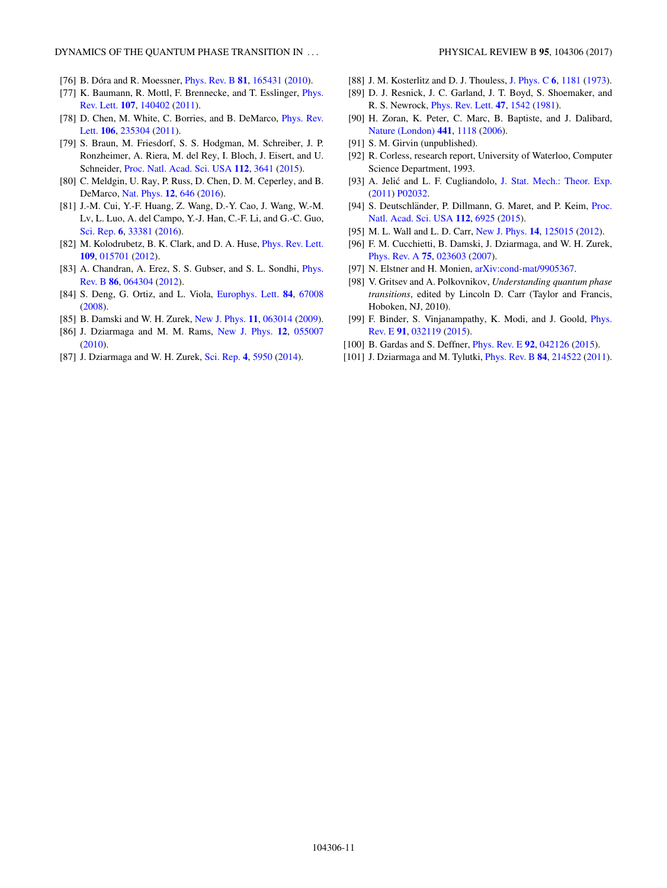[76] B. Dóra and R. Moessner, Phys. Rev. B **81**, 165431 (2010).

[77] K. Baumann, R. Mottl, F. Brennecke, and T. Esslinger, Phys. Rev. Lett. **107**, 140402 (2011).

[78] D. Chen, M. White, C. Borries, and B. DeMarco, Phys. Rev. Lett. **106**, 235304 (2011).

[79] S. Braun, M. Friesdorf, S. S. Hodgman, M. Schreiber, J. P. Ronzheimer, A. Riera, M. del Rey, I. Bloch, J. Eisert, and U. Schneider, Proc. Natl. Acad. Sci. USA **112**, 3641 (2015).

[80] C. Meldgin, U. Ray, P. Russ, D. Chen, D. M. Ceperley, and B. DeMarco, Nat. Phys. **12**, 646 (2016).

[81] J.-M. Cui, Y.-F. Huang, Z. Wang, D.-Y. Cao, J. Wang, W.-M. Lv, L. Luo, A. del Campo, Y.-J. Han, C.-F. Li, and G.-C. Guo, Sci. Rep. **6**, 33381 (2016).

[82] M. Kolodrubetz, B. K. Clark, and D. A. Huse, Phys. Rev. Lett. **109**, 015701 (2012).

[83] A. Chandran, A. Erez, S. S. Gubser, and S. L. Sondhi, Phys. Rev. B **86**, 064304 (2012).

[84] S. Deng, G. Ortiz, and L. Viola, Europhys. Lett. **84**, 67008 (2008).

[85] B. Damski and W. H. Zurek, New J. Phys. **11**, 063014 (2009).

[86] J. Dziarmaga and M. M. Rams, New J. Phys. **12**, 055007 (2010).

[87] J. Dziarmaga and W. H. Zurek, Sci. Rep. **4**, 5950 (2014).

[88] J. M. Kosterlitz and D. J. Thouless, J. Phys. C **6**, 1181 (1973).

[89] D. J. Resnick, J. C. Garland, J. T. Boyd, S. Shoemaker, and R. S. Newrock, Phys. Rev. Lett. **47**, 1542 (1981).

[90] H. Zoran, K. Peter, C. Marc, B. Baptiste, and J. Dalibard, Nature (London) **441**, 1118 (2006).

[91] S. M. Girvin (unpublished).

[92] R. Corless, research report, University of Waterloo, Computer Science Department, 1993.

[93] A. Jelić and L. F. Cugliandolo, J. Stat. Mech.: Theor. Exp. (2011) P02032.

[94] S. Deutschländer, P. Dillmann, G. Maret, and P. Keim, Proc. Natl. Acad. Sci. USA **112**, 6925 (2015).

[95] M. L. Wall and L. D. Carr, New J. Phys. **14**, 125015 (2012).

[96] F. M. Cucchietti, B. Damski, J. Dziarmaga, and W. H. Zurek, Phys. Rev. A **75**, 023603 (2007).

[97] N. Elstner and H. Monien, arXiv:cond-mat/9905367.

[98] V. Gritsev and A. Polkovnikov, *Understanding quantum phase transitions*, edited by Lincoln D. Carr (Taylor and Francis, Hoboken, NJ, 2010).

[99] F. Binder, S. Vinjanampathy, K. Modi, and J. Goold, Phys. Rev. E **91**, 032119 (2015).

[100] B. Gardas and S. Deffner, Phys. Rev. E **92**, 042126 (2015).

[101] J. Dziarmaga and M. Tylutki, Phys. Rev. B **84**, 214522 (2011).